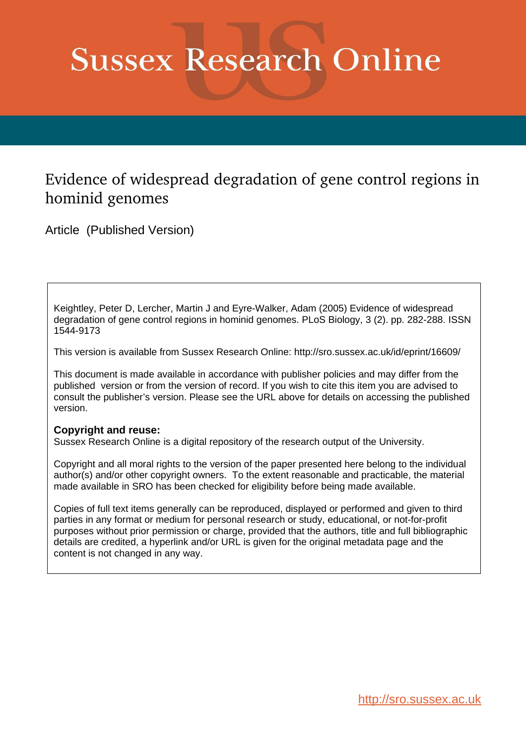# Sussex Research Online

## Evidence of widespread degradation of gene control regions in hominid genomes

Article (Published Version)

Keightley, Peter D, Lercher, Martin J and Eyre-Walker, Adam (2005) Evidence of widespread degradation of gene control regions in hominid genomes. PLoS Biology, 3 (2). pp. 282-288. ISSN 1544-9173

This version is available from Sussex Research Online: http://sro.sussex.ac.uk/id/eprint/16609/

This document is made available in accordance with publisher policies and may differ from the published version or from the version of record. If you wish to cite this item you are advised to consult the publisher's version. Please see the URL above for details on accessing the published version.

**Copyright and reuse:**
Sussex Research Online is a digital repository of the research output of the University.

Copyright and all moral rights to the version of the paper presented here belong to the individual author(s) and/or other copyright owners. To the extent reasonable and practicable, the material made available in SRO has been checked for eligibility before being made available.

Copies of full text items generally can be reproduced, displayed or performed and given to third parties in any format or medium for personal research or study, educational, or not-for-profit purposes without prior permission or charge, provided that the authors, title and full bibliographic details are credited, a hyperlink and/or URL is given for the original metadata page and the content is not changed in any way.

http://sro.sussex.ac.uk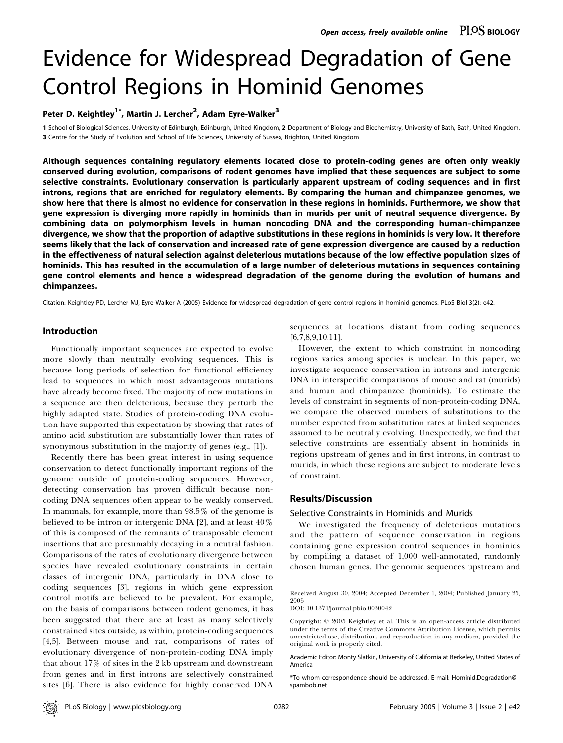# Evidence for Widespread Degradation of Gene Control Regions in Hominid Genomes

**Peter D. Keightley[1*], Martin J. Lercher[2], Adam Eyre-Walker[3]**

1 School of Biological Sciences, University of Edinburgh, Edinburgh, United Kingdom, 2 Department of Biology and Biochemistry, University of Bath, Bath, United Kingdom, 3 Centre for the Study of Evolution and School of Life Sciences, University of Sussex, Brighton, United Kingdom

**Although sequences containing regulatory elements located close to protein-coding genes are often only weakly conserved during evolution, comparisons of rodent genomes have implied that these sequences are subject to some selective constraints. Evolutionary conservation is particularly apparent upstream of coding sequences and in first introns, regions that are enriched for regulatory elements. By comparing the human and chimpanzee genomes, we show here that there is almost no evidence for conservation in these regions in hominids. Furthermore, we show that gene expression is diverging more rapidly in hominids than in murids per unit of neutral sequence divergence. By combining data on polymorphism levels in human noncoding DNA and the corresponding human–chimpanzee divergence, we show that the proportion of adaptive substitutions in these regions in hominids is very low. It therefore seems likely that the lack of conservation and increased rate of gene expression divergence are caused by a reduction in the effectiveness of natural selection against deleterious mutations because of the low effective population sizes of hominids. This has resulted in the accumulation of a large number of deleterious mutations in sequences containing gene control elements and hence a widespread degradation of the genome during the evolution of humans and chimpanzees.**

Citation: Keightley PD, Lercher MJ, Eyre-Walker A (2005) Evidence for widespread degradation of gene control regions in hominid genomes. PLoS Biol 3(2): e42.

## Introduction

Functionally important sequences are expected to evolve more slowly than neutrally evolving sequences. This is because long periods of selection for functional efficiency lead to sequences in which most advantageous mutations have already become fixed. The majority of new mutations in a sequence are then deleterious, because they perturb the highly adapted state. Studies of protein-coding DNA evolution have supported this expectation by showing that rates of amino acid substitution are substantially lower than rates of synonymous substitution in the majority of genes (e.g., [1]).

Recently there has been great interest in using sequence conservation to detect functionally important regions of the genome outside of protein-coding sequences. However, detecting conservation has proven difficult because noncoding DNA sequences often appear to be weakly conserved. In mammals, for example, more than 98.5% of the genome is believed to be intron or intergenic DNA [2], and at least 40% of this is composed of the remnants of transposable element insertions that are presumably decaying in a neutral fashion. Comparisons of the rates of evolutionary divergence between species have revealed evolutionary constraints in certain classes of intergenic DNA, particularly in DNA close to coding sequences [3], regions in which gene expression control motifs are believed to be prevalent. For example, on the basis of comparisons between rodent genomes, it has been suggested that there are at least as many selectively constrained sites outside, as within, protein-coding sequences [4,5]. Between mouse and rat, comparisons of rates of evolutionary divergence of non-protein-coding DNA imply that about 17% of sites in the 2 kb upstream and downstream from genes and in first introns are selectively constrained sites [6]. There is also evidence for highly conserved DNA sequences at locations distant from coding sequences [6,7,8,9,10,11].

However, the extent to which constraint in noncoding regions varies among species is unclear. In this paper, we investigate sequence conservation in introns and intergenic DNA in interspecific comparisons of mouse and rat (murids) and human and chimpanzee (hominids). To estimate the levels of constraint in segments of non-protein-coding DNA, we compare the observed numbers of substitutions to the number expected from substitution rates at linked sequences assumed to be neutrally evolving. Unexpectedly, we find that selective constraints are essentially absent in hominids in regions upstream of genes and in first introns, in contrast to murids, in which these regions are subject to moderate levels of constraint.

## Results/Discussion

### Selective Constraints in Hominids and Murids

We investigated the frequency of deleterious mutations and the pattern of sequence conservation in regions containing gene expression control sequences in hominids by compiling a dataset of 1,000 well-annotated, randomly chosen human genes. The genomic sequences upstream and

Received August 30, 2004; Accepted December 1, 2004; Published January 25, 2005

DOI: 10.1371/journal.pbio.0030042

Copyright: © 2005 Keightley et al. This is an open-access article distributed under the terms of the Creative Commons Attribution License, which permits unrestricted use, distribution, and reproduction in any medium, provided the original work is properly cited.

Academic Editor: Monty Slatkin, University of California at Berkeley, United States of America

*To whom correspondence should be addressed. E-mail: Hominid.Degradation@spambob.net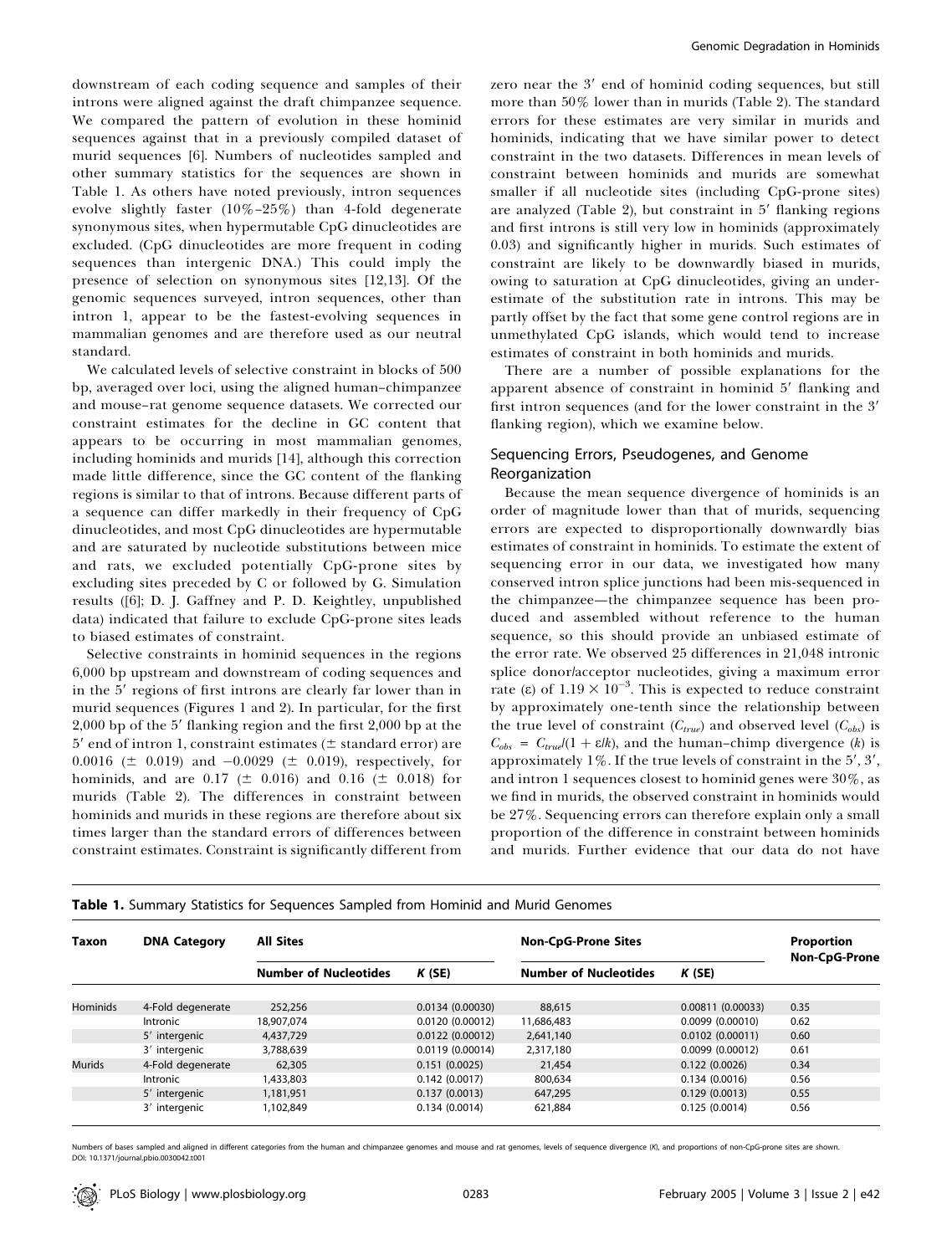downstream of each coding sequence and samples of their introns were aligned against the draft chimpanzee sequence. We compared the pattern of evolution in these hominid sequences against that in a previously compiled dataset of murid sequences [6]. Numbers of nucleotides sampled and other summary statistics for the sequences are shown in Table 1. As others have noted previously, intron sequences evolve slightly faster (10%–25%) than 4-fold degenerate synonymous sites, when hypermutable CpG dinucleotides are excluded. (CpG dinucleotides are more frequent in coding sequences than intergenic DNA.) This could imply the presence of selection on synonymous sites [12,13]. Of the genomic sequences surveyed, intron sequences, other than intron 1, appear to be the fastest-evolving sequences in mammalian genomes and are therefore used as our neutral standard.

We calculated levels of selective constraint in blocks of 500 bp, averaged over loci, using the aligned human–chimpanzee and mouse–rat genome sequence datasets. We corrected our constraint estimates for the decline in GC content that appears to be occurring in most mammalian genomes, including hominids and murids [14], although this correction made little difference, since the GC content of the flanking regions is similar to that of introns. Because different parts of a sequence can differ markedly in their frequency of CpG dinucleotides, and most CpG dinucleotides are hypermutable and are saturated by nucleotide substitutions between mice and rats, we excluded potentially CpG-prone sites by excluding sites preceded by C or followed by G. Simulation results ([6]; D. J. Gaffney and P. D. Keightley, unpublished data) indicated that failure to exclude CpG-prone sites leads to biased estimates of constraint.

Selective constraints in hominid sequences in the regions 6,000 bp upstream and downstream of coding sequences and in the 5′ regions of first introns are clearly far lower than in murid sequences (Figures 1 and 2). In particular, for the first 2,000 bp of the 5′ flanking region and the first 2,000 bp at the 5′ end of intron 1, constraint estimates (± standard error) are 0.0016 (± 0.019) and −0.0029 (± 0.019), respectively, for hominids, and are 0.17 (± 0.016) and 0.16 (± 0.018) for murids (Table 2). The differences in constraint between hominids and murids in these regions are therefore about six times larger than the standard errors of differences between constraint estimates. Constraint is significantly different from zero near the 3′ end of hominid coding sequences, but still more than 50% lower than in murids (Table 2). The standard errors for these estimates are very similar in murids and hominids, indicating that we have similar power to detect constraint in the two datasets. Differences in mean levels of constraint between hominids and murids are somewhat smaller if all nucleotide sites (including CpG-prone sites) are analyzed (Table 2), but constraint in 5′ flanking regions and first introns is still very low in hominids (approximately 0.03) and significantly higher in murids. Such estimates of constraint are likely to be downwardly biased in murids, owing to saturation at CpG dinucleotides, giving an underestimate of the substitution rate in introns. This may be partly offset by the fact that some gene control regions are in unmethylated CpG islands, which would tend to increase estimates of constraint in both hominids and murids.

There are a number of possible explanations for the apparent absence of constraint in hominid 5′ flanking and first intron sequences (and for the lower constraint in the 3′ flanking region), which we examine below.

## Sequencing Errors, Pseudogenes, and Genome Reorganization

Because the mean sequence divergence of hominids is an order of magnitude lower than that of murids, sequencing errors are expected to disproportionally downwardly bias estimates of constraint in hominids. To estimate the extent of sequencing error in our data, we investigated how many conserved intron splice junctions had been mis-sequenced in the chimpanzee—the chimpanzee sequence has been produced and assembled without reference to the human sequence, so this should provide an unbiased estimate of the error rate. We observed 25 differences in 21,048 intronic splice donor/acceptor nucleotides, giving a maximum error rate ($\varepsilon$) of $1.19 \times 10^{-3}$. This is expected to reduce constraint by approximately one-tenth since the relationship between the true level of constraint ($C_{true}$) and observed level ($C_{obs}$) is $C_{obs} = C_{true}/(1 + \varepsilon/k)$, and the human–chimp divergence ($k$) is approximately 1%. If the true levels of constraint in the 5′, 3′, and intron 1 sequences closest to hominid genes were 30%, as we find in murids, the observed constraint in hominids would be 27%. Sequencing errors can therefore explain only a small proportion of the difference in constraint between hominids and murids. Further evidence that our data do not have

**Table 1.** Summary Statistics for Sequences Sampled from Hominid and Murid Genomes

| Taxon | DNA Category | All Sites | | Non-CpG-Prone Sites | | Proportion Non-CpG-Prone |
|---|---|---|---|---|---|---|
| | | Number of Nucleotides | *K* (SE) | Number of Nucleotides | *K* (SE) | |
| Hominids | 4-Fold degenerate | 252,256 | 0.0134 (0.00030) | 88,615 | 0.00811 (0.00033) | 0.35 |
| | Intronic | 18,907,074 | 0.0120 (0.00012) | 11,686,483 | 0.0099 (0.00010) | 0.62 |
| | 5′ intergenic | 4,437,729 | 0.0122 (0.00012) | 2,641,140 | 0.0102 (0.00011) | 0.60 |
| | 3′ intergenic | 3,788,639 | 0.0119 (0.00014) | 2,317,180 | 0.0099 (0.00012) | 0.61 |
| Murids | 4-Fold degenerate | 62,305 | 0.151 (0.0025) | 21,454 | 0.122 (0.0026) | 0.34 |
| | Intronic | 1,433,803 | 0.142 (0.0017) | 800,634 | 0.134 (0.0016) | 0.56 |
| | 5′ intergenic | 1,181,951 | 0.137 (0.0013) | 647,295 | 0.129 (0.0013) | 0.55 |
| | 3′ intergenic | 1,102,849 | 0.134 (0.0014) | 621,884 | 0.125 (0.0014) | 0.56 |

Numbers of bases sampled and aligned in different categories from the human and chimpanzee genomes and mouse and rat genomes, levels of sequence divergence (*K*), and proportions of non-CpG-prone sites are shown.
DOI: 10.1371/journal.pbio.0030042.t001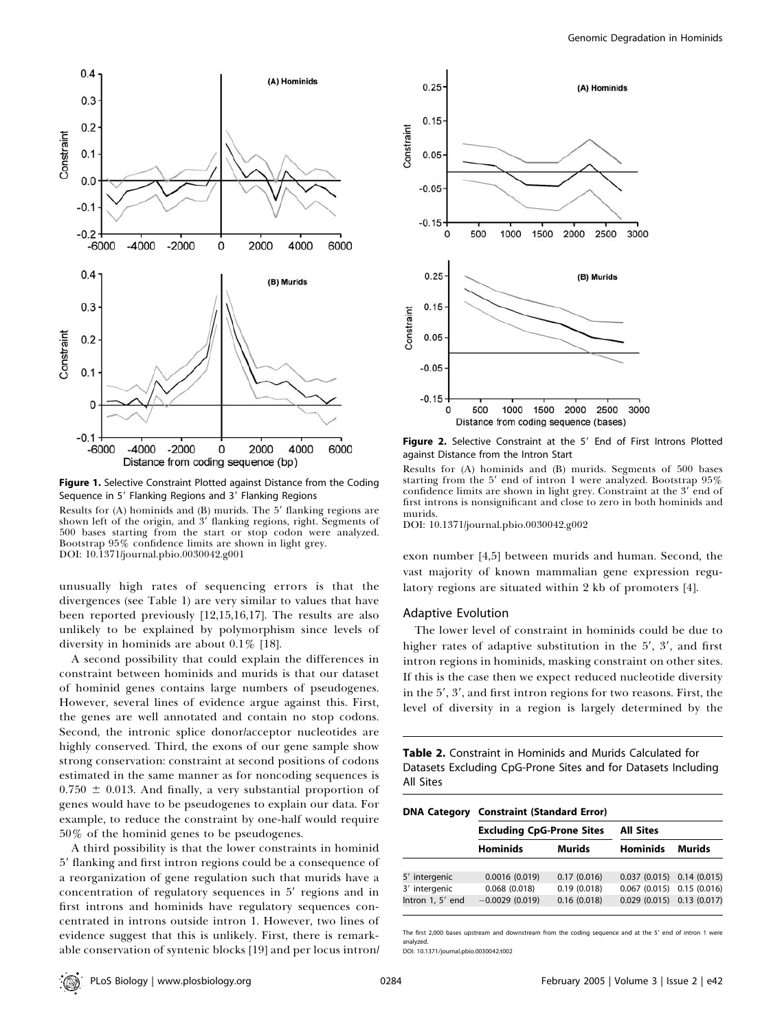**Figure 1.** Selective Constraint Plotted against Distance from the Coding Sequence in 5′ Flanking Regions and 3′ Flanking Regions

Results for (A) hominids and (B) murids. The 5′ flanking regions are shown left of the origin, and 3′ flanking regions, right. Segments of 500 bases starting from the start or stop codon were analyzed. Bootstrap 95% confidence limits are shown in light grey.

DOI: 10.1371/journal.pbio.0030042.g001

**Figure 2.** Selective Constraint at the 5′ End of First Introns Plotted against Distance from the Intron Start

Results for (A) hominids and (B) murids. Segments of 500 bases starting from the 5′ end of intron 1 were analyzed. Bootstrap 95% confidence limits are shown in light grey. Constraint at the 3′ end of first introns is nonsignificant and close to zero in both hominids and murids.

DOI: 10.1371/journal.pbio.0030042.g002

unusually high rates of sequencing errors is that the divergences (see Table 1) are very similar to values that have been reported previously [12,15,16,17]. The results are also unlikely to be explained by polymorphism since levels of diversity in hominids are about 0.1% [18].

A second possibility that could explain the differences in constraint between hominids and murids is that our dataset of hominid genes contains large numbers of pseudogenes. However, several lines of evidence argue against this. First, the genes are well annotated and contain no stop codons. Second, the intronic splice donor/acceptor nucleotides are highly conserved. Third, the exons of our gene sample show strong conservation: constraint at second positions of codons estimated in the same manner as for noncoding sequences is $0.750 \pm 0.013$. And finally, a very substantial proportion of genes would have to be pseudogenes to explain our data. For example, to reduce the constraint by one-half would require 50% of the hominid genes to be pseudogenes.

A third possibility is that the lower constraints in hominid 5′ flanking and first intron regions could be a consequence of a reorganization of gene regulation such that murids have a concentration of regulatory sequences in 5′ regions and in first introns and hominids have regulatory sequences concentrated in introns outside intron 1. However, two lines of evidence suggest that this is unlikely. First, there is remarkable conservation of syntenic blocks [19] and per locus intron/exon number [4,5] between murids and human. Second, the vast majority of known mammalian gene expression regulatory regions are situated within 2 kb of promoters [4].

### Adaptive Evolution

The lower level of constraint in hominids could be due to higher rates of adaptive substitution in the 5′, 3′, and first intron regions in hominids, masking constraint on other sites. If this is the case then we expect reduced nucleotide diversity in the 5′, 3′, and first intron regions for two reasons. First, the level of diversity in a region is largely determined by the

**Table 2.** Constraint in Hominids and Murids Calculated for Datasets Excluding CpG-Prone Sites and for Datasets Including All Sites

| DNA Category | Constraint (Standard Error) | | | |
|---|---|---|---|---|
| | Excluding CpG-Prone Sites | | All Sites | |
| | Hominids | Murids | Hominids | Murids |
| 5′ intergenic | 0.0016 (0.019) | 0.17 (0.016) | 0.037 (0.015) | 0.14 (0.015) |
| 3′ intergenic | 0.068 (0.018) | 0.19 (0.018) | 0.067 (0.015) | 0.15 (0.016) |
| Intron 1, 5′ end | −0.0029 (0.019) | 0.16 (0.018) | 0.029 (0.015) | 0.13 (0.017) |

The first 2,000 bases upstream and downstream from the coding sequence and at the 5′ end of intron 1 were analyzed.

DOI: 10.1371/journal.pbio.0030042.t002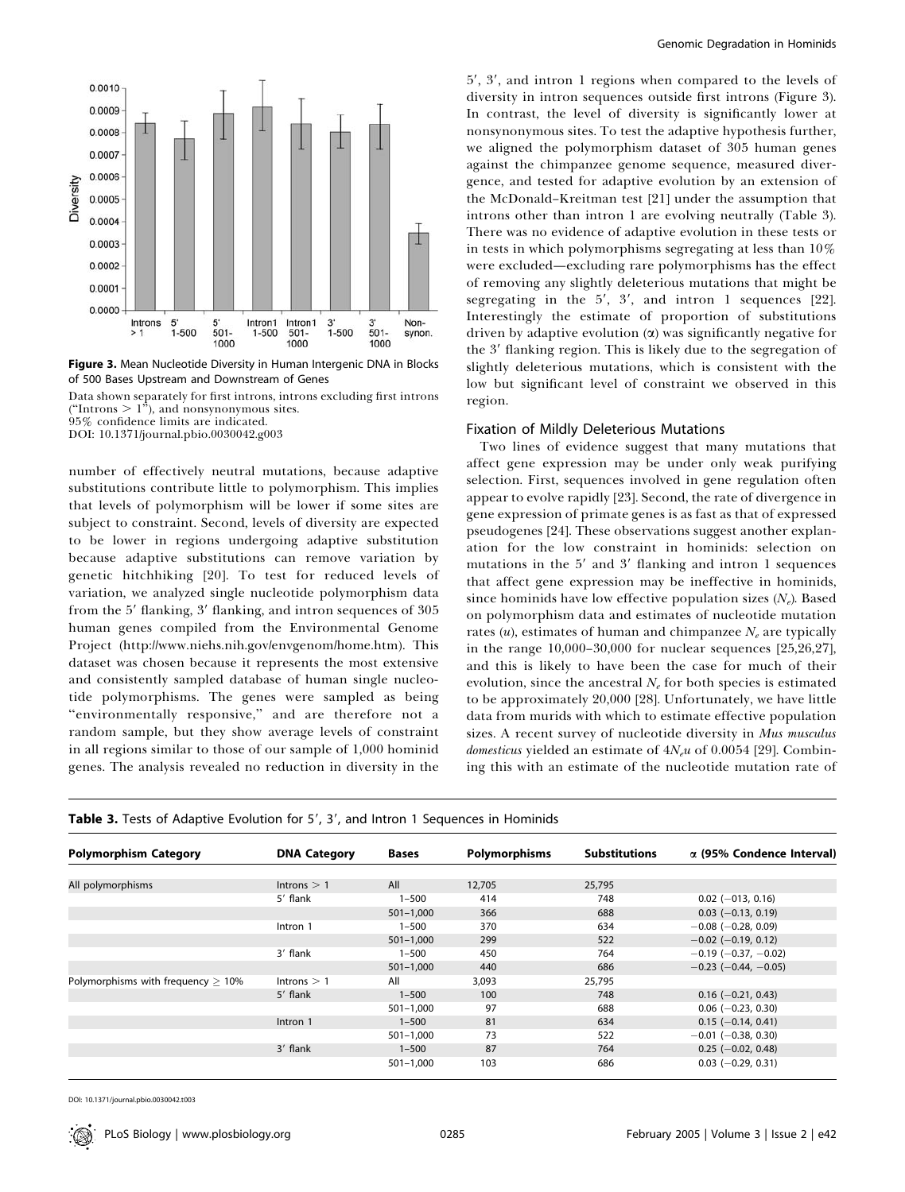**Figure 3.** Mean Nucleotide Diversity in Human Intergenic DNA in Blocks of 500 Bases Upstream and Downstream of Genes

Data shown separately for first introns, introns excluding first introns ("Introns > 1"), and nonsynonymous sites.
95% confidence limits are indicated.
DOI: 10.1371/journal.pbio.0030042.g003

number of effectively neutral mutations, because adaptive substitutions contribute little to polymorphism. This implies that levels of polymorphism will be lower if some sites are subject to constraint. Second, levels of diversity are expected to be lower in regions undergoing adaptive substitution because adaptive substitutions can remove variation by genetic hitchhiking [20]. To test for reduced levels of variation, we analyzed single nucleotide polymorphism data from the 5′ flanking, 3′ flanking, and intron sequences of 305 human genes compiled from the Environmental Genome Project (http://www.niehs.nih.gov/envgenom/home.htm). This dataset was chosen because it represents the most extensive and consistently sampled database of human single nucleotide polymorphisms. The genes were sampled as being "environmentally responsive," and are therefore not a random sample, but they show average levels of constraint in all regions similar to those of our sample of 1,000 hominid genes. The analysis revealed no reduction in diversity in the 5′, 3′, and intron 1 regions when compared to the levels of diversity in intron sequences outside first introns (Figure 3). In contrast, the level of diversity is significantly lower at nonsynonymous sites. To test the adaptive hypothesis further, we aligned the polymorphism dataset of 305 human genes against the chimpanzee genome sequence, measured divergence, and tested for adaptive evolution by an extension of the McDonald–Kreitman test [21] under the assumption that introns other than intron 1 are evolving neutrally (Table 3). There was no evidence of adaptive evolution in these tests or in tests in which polymorphisms segregating at less than 10% were excluded—excluding rare polymorphisms has the effect of removing any slightly deleterious mutations that might be segregating in the 5′, 3′, and intron 1 sequences [22]. Interestingly the estimate of proportion of substitutions driven by adaptive evolution ($\alpha$) was significantly negative for the 3′ flanking region. This is likely due to the segregation of slightly deleterious mutations, which is consistent with the low but significant level of constraint we observed in this region.

## Fixation of Mildly Deleterious Mutations

Two lines of evidence suggest that many mutations that affect gene expression may be under only weak purifying selection. First, sequences involved in gene regulation often appear to evolve rapidly [23]. Second, the rate of divergence in gene expression of primate genes is as fast as that of expressed pseudogenes [24]. These observations suggest another explanation for the low constraint in hominids: selection on mutations in the 5′ and 3′ flanking and intron 1 sequences that affect gene expression may be ineffective in hominids, since hominids have low effective population sizes ($N_e$). Based on polymorphism data and estimates of nucleotide mutation rates ($u$), estimates of human and chimpanzee $N_e$ are typically in the range 10,000–30,000 for nuclear sequences [25,26,27], and this is likely to have been the case for much of their evolution, since the ancestral $N_e$ for both species is estimated to be approximately 20,000 [28]. Unfortunately, we have little data from murids with which to estimate effective population sizes. A recent survey of nucleotide diversity in *Mus musculus domesticus* yielded an estimate of $4N_eu$ of 0.0054 [29]. Combining this with an estimate of the nucleotide mutation rate of

**Table 3.** Tests of Adaptive Evolution for 5′, 3′, and Intron 1 Sequences in Hominids

| Polymorphism Category | DNA Category | Bases | Polymorphisms | Substitutions | $\alpha$ (95% Condence Interval) |
|---|---|---|---|---|---|
| All polymorphisms | Introns > 1 | All | 12,705 | 25,795 | |
| | 5′ flank | 1–500 | 414 | 748 | 0.02 (−013, 0.16) |
| | | 501–1,000 | 366 | 688 | 0.03 (−0.13, 0.19) |
| | Intron 1 | 1–500 | 370 | 634 | −0.08 (−0.28, 0.09) |
| | | 501–1,000 | 299 | 522 | −0.02 (−0.19, 0.12) |
| | 3′ flank | 1–500 | 450 | 764 | −0.19 (−0.37, −0.02) |
| | | 501–1,000 | 440 | 686 | −0.23 (−0.44, −0.05) |
| Polymorphisms with frequency ≥ 10% | Introns > 1 | All | 3,093 | 25,795 | |
| | 5′ flank | 1–500 | 100 | 748 | 0.16 (−0.21, 0.43) |
| | | 501–1,000 | 97 | 688 | 0.06 (−0.23, 0.30) |
| | Intron 1 | 1–500 | 81 | 634 | 0.15 (−0.14, 0.41) |
| | | 501–1,000 | 73 | 522 | −0.01 (−0.38, 0.30) |
| | 3′ flank | 1–500 | 87 | 764 | 0.25 (−0.02, 0.48) |
| | | 501–1,000 | 103 | 686 | 0.03 (−0.29, 0.31) |

DOI: 10.1371/journal.pbio.0030042.t003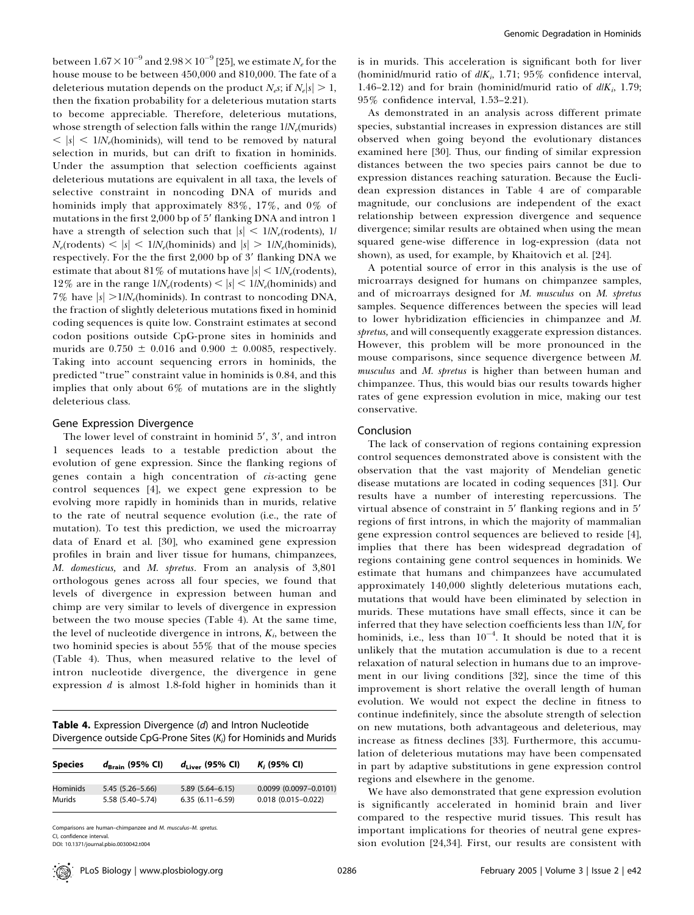between $1.67 \times 10^{-9}$ and $2.98 \times 10^{-9}$ [25], we estimate $N_e$ for the house mouse to be between 450,000 and 810,000. The fate of a deleterious mutation depends on the product $N_e s$; if $N_e|s| > 1$, then the fixation probability for a deleterious mutation starts to become appreciable. Therefore, deleterious mutations, whose strength of selection falls within the range $1/N_e$(murids) $< |s| < 1/N_e$(hominids), will tend to be removed by natural selection in murids, but can drift to fixation in hominids. Under the assumption that selection coefficients against deleterious mutations are equivalent in all taxa, the levels of selective constraint in noncoding DNA of murids and hominids imply that approximately 83%, 17%, and 0% of mutations in the first 2,000 bp of 5′ flanking DNA and intron 1 have a strength of selection such that $|s| < 1/N_e$(rodents), $1/N_e$(rodents) $< |s| < 1/N_e$(hominids) and $|s| > 1/N_e$(hominids), respectively. For the the first 2,000 bp of 3′ flanking DNA we estimate that about 81% of mutations have $|s| < 1/N_e$(rodents), 12% are in the range $1/N_e$(rodents) $< |s| < 1/N_e$(hominids) and 7% have $|s| > 1/N_e$(hominids). In contrast to noncoding DNA, the fraction of slightly deleterious mutations fixed in hominid coding sequences is quite low. Constraint estimates at second codon positions outside CpG-prone sites in hominids and murids are $0.750 \pm 0.016$ and $0.900 \pm 0.0085$, respectively. Taking into account sequencing errors in hominids, the predicted "true" constraint value in hominids is 0.84, and this implies that only about 6% of mutations are in the slightly deleterious class.

### Gene Expression Divergence

The lower level of constraint in hominid 5′, 3′, and intron 1 sequences leads to a testable prediction about the evolution of gene expression. Since the flanking regions of genes contain a high concentration of *cis*-acting gene control sequences [4], we expect gene expression to be evolving more rapidly in hominids than in murids, relative to the rate of neutral sequence evolution (i.e., the rate of mutation). To test this prediction, we used the microarray data of Enard et al. [30], who examined gene expression profiles in brain and liver tissue for humans, chimpanzees, *M. domesticus,* and *M. spretus*. From an analysis of 3,801 orthologous genes across all four species, we found that levels of divergence in expression between human and chimp are very similar to levels of divergence in expression between the two mouse species (Table 4). At the same time, the level of nucleotide divergence in introns, $K_i$, between the two hominid species is about 55% that of the mouse species (Table 4). Thus, when measured relative to the level of intron nucleotide divergence, the divergence in gene expression $d$ is almost 1.8-fold higher in hominids than it is in murids. This acceleration is significant both for liver (hominid/murid ratio of $d/K_i$, 1.71; 95% confidence interval, 1.46–2.12) and for brain (hominid/murid ratio of $d/K_i$, 1.79; 95% confidence interval, 1.53–2.21).

**Table 4.** Expression Divergence ($d$) and Intron Nucleotide Divergence outside CpG-Prone Sites ($K_i$) for Hominids and Murids

| Species | $d_{Brain}$ (95% CI) | $d_{Liver}$ (95% CI) | $K_i$ (95% CI) |
|---|---|---|---|
| Hominids | 5.45 (5.26–5.66) | 5.89 (5.64–6.15) | 0.0099 (0.0097–0.0101) |
| Murids | 5.58 (5.40–5.74) | 6.35 (6.11–6.59) | 0.018 (0.015–0.022) |

Comparisons are human–chimpanzee and *M. musculus*–*M. spretus*.
CI, confidence interval.
DOI: 10.1371/journal.pbio.0030042.t004

As demonstrated in an analysis across different primate species, substantial increases in expression distances are still observed when going beyond the evolutionary distances examined here [30]. Thus, our finding of similar expression distances between the two species pairs cannot be due to expression distances reaching saturation. Because the Euclidean expression distances in Table 4 are of comparable magnitude, our conclusions are independent of the exact relationship between expression divergence and sequence divergence; similar results are obtained when using the mean squared gene-wise difference in log-expression (data not shown), as used, for example, by Khaitovich et al. [24].

A potential source of error in this analysis is the use of microarrays designed for humans on chimpanzee samples, and of microarrays designed for *M. musculus* on *M. spretus* samples. Sequence differences between the species will lead to lower hybridization efficiencies in chimpanzee and *M. spretus,* and will consequently exaggerate expression distances. However, this problem will be more pronounced in the mouse comparisons, since sequence divergence between *M. musculus* and *M. spretus* is higher than between human and chimpanzee. Thus, this would bias our results towards higher rates of gene expression evolution in mice, making our test conservative.

### Conclusion

The lack of conservation of regions containing expression control sequences demonstrated above is consistent with the observation that the vast majority of Mendelian genetic disease mutations are located in coding sequences [31]. Our results have a number of interesting repercussions. The virtual absence of constraint in 5′ flanking regions and in 5′ regions of first introns, in which the majority of mammalian gene expression control sequences are believed to reside [4], implies that there has been widespread degradation of regions containing gene control sequences in hominids. We estimate that humans and chimpanzees have accumulated approximately 140,000 slightly deleterious mutations each, mutations that would have been eliminated by selection in murids. These mutations have small effects, since it can be inferred that they have selection coefficients less than $1/N_e$ for hominids, i.e., less than $10^{-4}$. It should be noted that it is unlikely that the mutation accumulation is due to a recent relaxation of natural selection in humans due to an improvement in our living conditions [32], since the time of this improvement is short relative the overall length of human evolution. We would not expect the decline in fitness to continue indefinitely, since the absolute strength of selection on new mutations, both advantageous and deleterious, may increase as fitness declines [33]. Furthermore, this accumulation of deleterious mutations may have been compensated in part by adaptive substitutions in gene expression control regions and elsewhere in the genome.

We have also demonstrated that gene expression evolution is significantly accelerated in hominid brain and liver compared to the respective murid tissues. This result has important implications for theories of neutral gene expression evolution [24,34]. First, our results are consistent with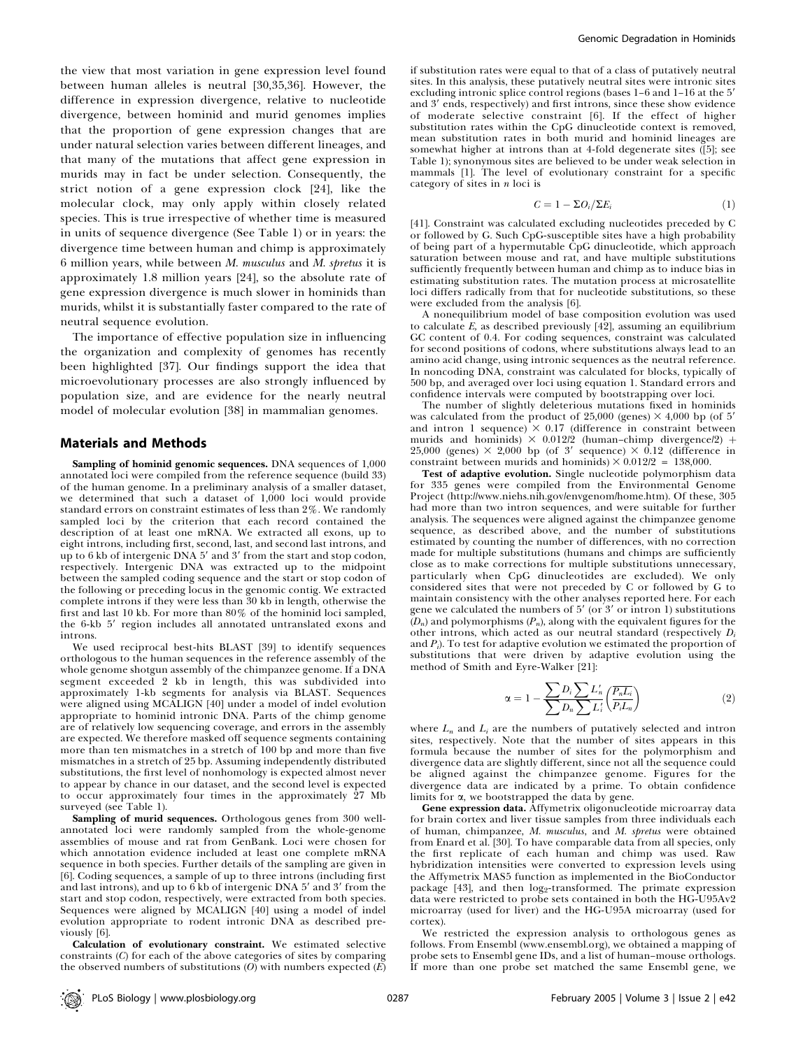the view that most variation in gene expression level found between human alleles is neutral [30,35,36]. However, the difference in expression divergence, relative to nucleotide divergence, between hominid and murid genomes implies that the proportion of gene expression changes that are under natural selection varies between different lineages, and that many of the mutations that affect gene expression in murids may in fact be under selection. Consequently, the strict notion of a gene expression clock [24], like the molecular clock, may only apply within closely related species. This is true irrespective of whether time is measured in units of sequence divergence (See Table 1) or in years: the divergence time between human and chimp is approximately 6 million years, while between *M. musculus* and *M. spretus* it is approximately 1.8 million years [24], so the absolute rate of gene expression divergence is much slower in hominids than murids, whilst it is substantially faster compared to the rate of neutral sequence evolution.

The importance of effective population size in influencing the organization and complexity of genomes has recently been highlighted [37]. Our findings support the idea that microevolutionary processes are also strongly influenced by population size, and are evidence for the nearly neutral model of molecular evolution [38] in mammalian genomes.

## Materials and Methods

**Sampling of hominid genomic sequences.** DNA sequences of 1,000 annotated loci were compiled from the reference sequence (build 33) of the human genome. In a preliminary analysis of a smaller dataset, we determined that such a dataset of 1,000 loci would provide standard errors on constraint estimates of less than 2%. We randomly sampled loci by the criterion that each record contained the description of at least one mRNA. We extracted all exons, up to eight introns, including first, second, last, and second last introns, and up to 6 kb of intergenic DNA 5′ and 3′ from the start and stop codon, respectively. Intergenic DNA was extracted up to the midpoint between the sampled coding sequence and the start or stop codon of the following or preceding locus in the genomic contig. We extracted complete introns if they were less than 30 kb in length, otherwise the first and last 10 kb. For more than 80% of the hominid loci sampled, the 6-kb 5′ region includes all annotated untranslated exons and introns.

We used reciprocal best-hits BLAST [39] to identify sequences orthologous to the human sequences in the reference assembly of the whole genome shotgun assembly of the chimpanzee genome. If a DNA segment exceeded 2 kb in length, this was subdivided into approximately 1-kb segments for analysis via BLAST. Sequences were aligned using MCALIGN [40] under a model of indel evolution appropriate to hominid intronic DNA. Parts of the chimp genome are of relatively low sequencing coverage, and errors in the assembly are expected. We therefore masked off sequence segments containing more than ten mismatches in a stretch of 100 bp and more than five mismatches in a stretch of 25 bp. Assuming independently distributed substitutions, the first level of nonhomology is expected almost never to appear by chance in our dataset, and the second level is expected to occur approximately four times in the approximately 27 Mb surveyed (see Table 1).

**Sampling of murid sequences.** Orthologous genes from 300 well-annotated loci were randomly sampled from the whole-genome assemblies of mouse and rat from GenBank. Loci were chosen for which annotation evidence included at least one complete mRNA sequence in both species. Further details of the sampling are given in [6]. Coding sequences, a sample of up to three introns (including first and last introns), and up to 6 kb of intergenic DNA 5′ and 3′ from the start and stop codon, respectively, were extracted from both species. Sequences were aligned by MCALIGN [40] using a model of indel evolution appropriate to rodent intronic DNA as described previously [6].

**Calculation of evolutionary constraint.** We estimated selective constraints ($C$) for each of the above categories of sites by comparing the observed numbers of substitutions ($O$) with numbers expected ($E$) if substitution rates were equal to that of a class of putatively neutral sites. In this analysis, these putatively neutral sites were intronic sites excluding intronic splice control regions (bases 1–6 and 1–16 at the 5′ and 3′ ends, respectively) and first introns, since these show evidence of moderate selective constraint [6]. If the effect of higher substitution rates within the CpG dinucleotide context is removed, mean substitution rates in both murid and hominid lineages are somewhat higher at introns than at 4-fold degenerate sites ([5]; see Table 1); synonymous sites are believed to be under weak selection in mammals [1]. The level of evolutionary constraint for a specific category of sites in $n$ loci is

$$C = 1 - \Sigma O_i / \Sigma E_i \quad (1)$$

[41]. Constraint was calculated excluding nucleotides preceded by C or followed by G. Such CpG-susceptible sites have a high probability of being part of a hypermutable CpG dinucleotide, which approach saturation between mouse and rat, and have multiple substitutions sufficiently frequently between human and chimp as to induce bias in estimating substitution rates. The mutation process at microsatellite loci differs radically from that for nucleotide substitutions, so these were excluded from the analysis [6].

A nonequilibrium model of base composition evolution was used to calculate $E$, as described previously [42], assuming an equilibrium GC content of 0.4. For coding sequences, constraint was calculated for second positions of codons, where substitutions always lead to an amino acid change, using intronic sequences as the neutral reference. In noncoding DNA, constraint was calculated for blocks, typically of 500 bp, and averaged over loci using equation 1. Standard errors and confidence intervals were computed by bootstrapping over loci.

The number of slightly deleterious mutations fixed in hominids was calculated from the product of 25,000 (genes) × 4,000 bp (of 5′ and intron 1 sequence) × 0.17 (difference in constraint between murids and hominids) × 0.012/2 (human–chimp divergence/2) + 25,000 (genes) × 2,000 bp (of 3′ sequence) × 0.12 (difference in constraint between murids and hominids) × 0.012/2 = 138,000.

**Test of adaptive evolution.** Single nucleotide polymorphism data for 335 genes were compiled from the Environmental Genome Project (http://www.niehs.nih.gov/envgenom/home.htm). Of these, 305 had more than two intron sequences, and were suitable for further analysis. The sequences were aligned against the chimpanzee genome sequence, as described above, and the number of substitutions estimated by counting the number of differences, with no correction made for multiple substitutions (humans and chimps are sufficiently close as to make corrections for multiple substitutions unnecessary, particularly when CpG dinucleotides are excluded). We only considered sites that were not preceded by C or followed by G to maintain consistency with the other analyses reported here. For each gene we calculated the numbers of 5′ (or 3′ or intron 1) substitutions ($D_n$) and polymorphisms ($P_n$), along with the equivalent figures for the other introns, which acted as our neutral standard (respectively $D_i$ and $P_i$). To test for adaptive evolution we estimated the proportion of substitutions that were driven by adaptive evolution using the method of Smith and Eyre-Walker [21]:

$$\alpha = 1 - \frac{\sum D_i \sum L'_n}{\sum D_n \sum L'_i} \left( \frac{\overline{P_n L_i}}{P_i L_n} \right) \quad (2)$$

where $L_n$ and $L_i$ are the numbers of putatively selected and intron sites, respectively. Note that the number of sites appears in this formula because the number of sites for the polymorphism and divergence data are slightly different, since not all the sequence could be aligned against the chimpanzee genome. Figures for the divergence data are indicated by a prime. To obtain confidence limits for $\alpha$, we bootstrapped the data by gene.

**Gene expression data.** Affymetrix oligonucleotide microarray data for brain cortex and liver tissue samples from three individuals each of human, chimpanzee, *M. musculus*, and *M. spretus* were obtained from Enard et al. [30]. To have comparable data from all species, only the first replicate of each human and chimp was used. Raw hybridization intensities were converted to expression levels using the Affymetrix MAS5 function as implemented in the BioConductor package [43], and then $\log_2$-transformed. The primate expression data were restricted to probe sets contained in both the HG-U95Av2 microarray (used for liver) and the HG-U95A microarray (used for cortex).

We restricted the expression analysis to orthologous genes as follows. From Ensembl (www.ensembl.org), we obtained a mapping of probe sets to Ensembl gene IDs, and a list of human–mouse orthologs. If more than one probe set matched the same Ensembl gene, we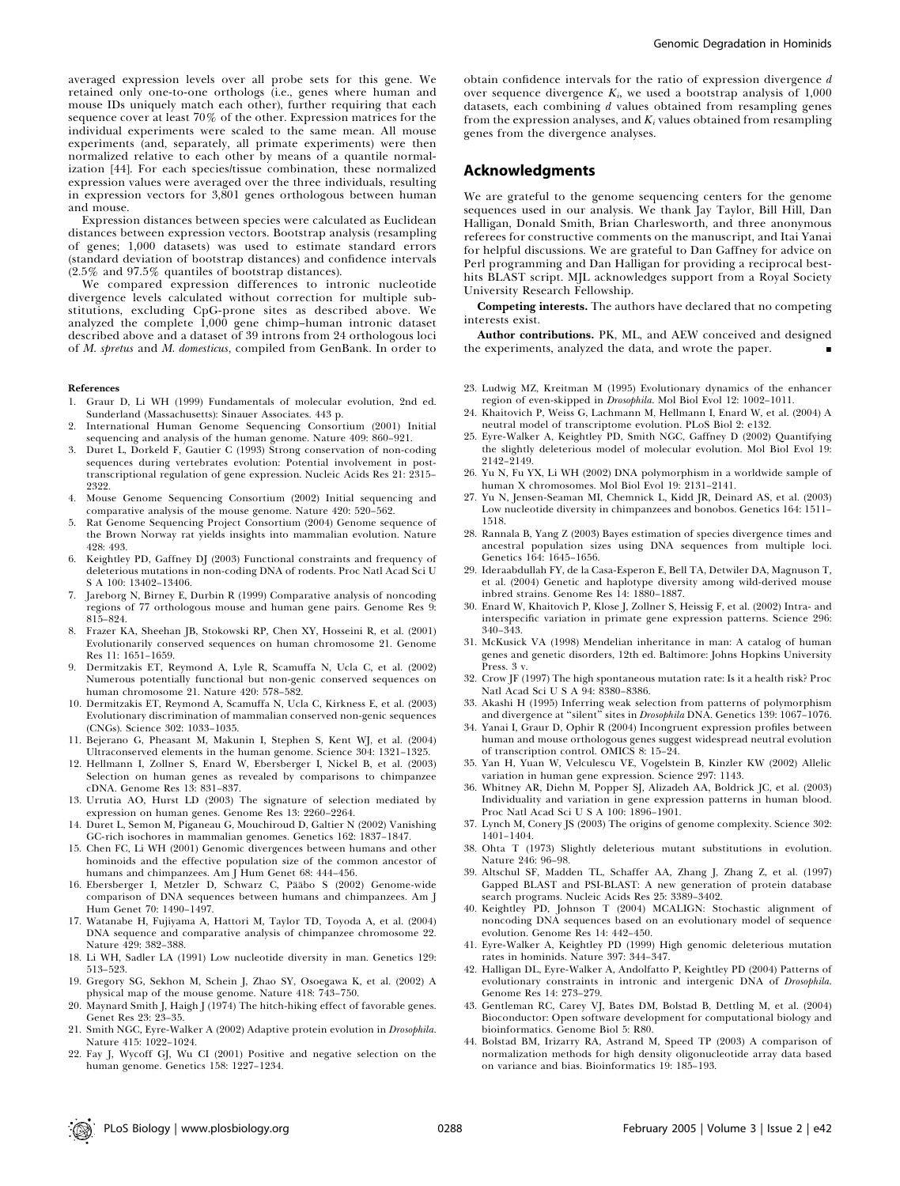averaged expression levels over all probe sets for this gene. We retained only one-to-one orthologs (i.e., genes where human and mouse IDs uniquely match each other), further requiring that each sequence cover at least 70% of the other. Expression matrices for the individual experiments were scaled to the same mean. All mouse experiments (and, separately, all primate experiments) were then normalized relative to each other by means of a quantile normalization [44]. For each species/tissue combination, these normalized expression values were averaged over the three individuals, resulting in expression vectors for 3,801 genes orthologous between human and mouse.

Expression distances between species were calculated as Euclidean distances between expression vectors. Bootstrap analysis (resampling of genes; 1,000 datasets) was used to estimate standard errors (standard deviation of bootstrap distances) and confidence intervals (2.5% and 97.5% quantiles of bootstrap distances).

We compared expression differences to intronic nucleotide divergence levels calculated without correction for multiple substitutions, excluding CpG-prone sites as described above. We analyzed the complete 1,000 gene chimp–human intronic dataset described above and a dataset of 39 introns from 24 orthologous loci of *M. spretus* and *M. domesticus*, compiled from GenBank. In order to obtain confidence intervals for the ratio of expression divergence $d$ over sequence divergence $K_i$, we used a bootstrap analysis of 1,000 datasets, each combining $d$ values obtained from resampling genes from the expression analyses, and $K_i$ values obtained from resampling genes from the divergence analyses.

## Acknowledgments

We are grateful to the genome sequencing centers for the genome sequences used in our analysis. We thank Jay Taylor, Bill Hill, Dan Halligan, Donald Smith, Brian Charlesworth, and three anonymous referees for constructive comments on the manuscript, and Itai Yanai for helpful discussions. We are grateful to Dan Gaffney for advice on Perl programming and Dan Halligan for providing a reciprocal best-hits BLAST script. MJL acknowledges support from a Royal Society University Research Fellowship.

**Competing interests.** The authors have declared that no competing interests exist.

**Author contributions.** PK, ML, and AEW conceived and designed the experiments, analyzed the data, and wrote the paper.

#### References

1. Graur D, Li WH (1999) Fundamentals of molecular evolution, 2nd ed. Sunderland (Massachusetts): Sinauer Associates. 443 p.
2. International Human Genome Sequencing Consortium (2001) Initial sequencing and analysis of the human genome. Nature 409: 860–921.
3. Duret L, Dorkeld F, Gautier C (1993) Strong conservation of non-coding sequences during vertebrates evolution: Potential involvement in post-transcriptional regulation of gene expression. Nucleic Acids Res 21: 2315–2322.
4. Mouse Genome Sequencing Consortium (2002) Initial sequencing and comparative analysis of the mouse genome. Nature 420: 520–562.
5. Rat Genome Sequencing Project Consortium (2004) Genome sequence of the Brown Norway rat yields insights into mammalian evolution. Nature 428: 493.
6. Keightley PD, Gaffney DJ (2003) Functional constraints and frequency of deleterious mutations in non-coding DNA of rodents. Proc Natl Acad Sci U S A 100: 13402–13406.
7. Jareborg N, Birney E, Durbin R (1999) Comparative analysis of noncoding regions of 77 orthologous mouse and human gene pairs. Genome Res 9: 815–824.
8. Frazer KA, Sheehan JB, Stokowski RP, Chen XY, Hosseini R, et al. (2001) Evolutionarily conserved sequences on human chromosome 21. Genome Res 11: 1651–1659.
9. Dermitzakis ET, Reymond A, Lyle R, Scamuffa N, Ucla C, et al. (2002) Numerous potentially functional but non-genic conserved sequences on human chromosome 21. Nature 420: 578–582.
10. Dermitzakis ET, Reymond A, Scamuffa N, Ucla C, Kirkness E, et al. (2003) Evolutionary discrimination of mammalian conserved non-genic sequences (CNGs). Science 302: 1033–1035.
11. Bejerano G, Pheasant M, Makunin I, Stephen S, Kent WJ, et al. (2004) Ultraconserved elements in the human genome. Science 304: 1321–1325.
12. Hellmann I, Zollner S, Enard W, Ebersberger I, Nickel B, et al. (2003) Selection on human genes as revealed by comparisons to chimpanzee cDNA. Genome Res 13: 831–837.
13. Urrutia AO, Hurst LD (2003) The signature of selection mediated by expression on human genes. Genome Res 13: 2260–2264.
14. Duret L, Semon M, Piganeau G, Mouchiroud D, Galtier N (2002) Vanishing GC-rich isochores in mammalian genomes. Genetics 162: 1837–1847.
15. Chen FC, Li WH (2001) Genomic divergences between humans and other hominoids and the effective population size of the common ancestor of humans and chimpanzees. Am J Hum Genet 68: 444–456.
16. Ebersberger I, Metzler D, Schwarz C, Pääbo S (2002) Genome-wide comparison of DNA sequences between humans and chimpanzees. Am J Hum Genet 70: 1490–1497.
17. Watanabe H, Fujiyama A, Hattori M, Taylor TD, Toyoda A, et al. (2004) DNA sequence and comparative analysis of chimpanzee chromosome 22. Nature 429: 382–388.
18. Li WH, Sadler LA (1991) Low nucleotide diversity in man. Genetics 129: 513–523.
19. Gregory SG, Sekhon M, Schein J, Zhao SY, Osoegawa K, et al. (2002) A physical map of the mouse genome. Nature 418: 743–750.
20. Maynard Smith J, Haigh J (1974) The hitch-hiking effect of favorable genes. Genet Res 23: 23–35.
21. Smith NGC, Eyre-Walker A (2002) Adaptive protein evolution in *Drosophila*. Nature 415: 1022–1024.
22. Fay J, Wycoff GJ, Wu CI (2001) Positive and negative selection on the human genome. Genetics 158: 1227–1234.
23. Ludwig MZ, Kreitman M (1995) Evolutionary dynamics of the enhancer region of even-skipped in *Drosophila*. Mol Biol Evol 12: 1002–1011.
24. Khaitovich P, Weiss G, Lachmann M, Hellmann I, Enard W, et al. (2004) A neutral model of transcriptome evolution. PLoS Biol 2: e132.
25. Eyre-Walker A, Keightley PD, Smith NGC, Gaffney D (2002) Quantifying the slightly deleterious model of molecular evolution. Mol Biol Evol 19: 2142–2149.
26. Yu N, Fu YX, Li WH (2002) DNA polymorphism in a worldwide sample of human X chromosomes. Mol Biol Evol 19: 2131–2141.
27. Yu N, Jensen-Seaman MI, Chemnick L, Kidd JR, Deinard AS, et al. (2003) Low nucleotide diversity in chimpanzees and bonobos. Genetics 164: 1511–1518.
28. Rannala B, Yang Z (2003) Bayes estimation of species divergence times and ancestral population sizes using DNA sequences from multiple loci. Genetics 164: 1645–1656.
29. Ideraabdullah FY, de la Casa-Esperon E, Bell TA, Detwiler DA, Magnuson T, et al. (2004) Genetic and haplotype diversity among wild-derived mouse inbred strains. Genome Res 14: 1880–1887.
30. Enard W, Khaitovich P, Klose J, Zollner S, Heissig F, et al. (2002) Intra- and interspecific variation in primate gene expression patterns. Science 296: 340–343.
31. McKusick VA (1998) Mendelian inheritance in man: A catalog of human genes and genetic disorders, 12th ed. Baltimore: Johns Hopkins University Press. 3 v.
32. Crow JF (1997) The high spontaneous mutation rate: Is it a health risk? Proc Natl Acad Sci U S A 94: 8380–8386.
33. Akashi H (1995) Inferring weak selection from patterns of polymorphism and divergence at "silent" sites in *Drosophila* DNA. Genetics 139: 1067–1076.
34. Yanai I, Graur D, Ophir R (2004) Incongruent expression profiles between human and mouse orthologous genes suggest widespread neutral evolution of transcription control. OMICS 8: 15–24.
35. Yan H, Yuan W, Velculescu VE, Vogelstein B, Kinzler KW (2002) Allelic variation in human gene expression. Science 297: 1143.
36. Whitney AR, Diehn M, Popper SJ, Alizadeh AA, Boldrick JC, et al. (2003) Individuality and variation in gene expression patterns in human blood. Proc Natl Acad Sci U S A 100: 1896–1901.
37. Lynch M, Conery JS (2003) The origins of genome complexity. Science 302: 1401–1404.
38. Ohta T (1973) Slightly deleterious mutant substitutions in evolution. Nature 246: 96–98.
39. Altschul SF, Madden TL, Schaffer AA, Zhang J, Zhang Z, et al. (1997) Gapped BLAST and PSI-BLAST: A new generation of protein database search programs. Nucleic Acids Res 25: 3389–3402.
40. Keightley PD, Johnson T (2004) MCALIGN: Stochastic alignment of noncoding DNA sequences based on an evolutionary model of sequence evolution. Genome Res 14: 442–450.
41. Eyre-Walker A, Keightley PD (1999) High genomic deleterious mutation rates in hominids. Nature 397: 344–347.
42. Halligan DL, Eyre-Walker A, Andolfatto P, Keightley PD (2004) Patterns of evolutionary constraints in intronic and intergenic DNA of *Drosophila*. Genome Res 14: 273–279.
43. Gentleman RC, Carey VJ, Bates DM, Bolstad B, Dettling M, et al. (2004) Bioconductor: Open software development for computational biology and bioinformatics. Genome Biol 5: R80.
44. Bolstad BM, Irizarry RA, Astrand M, Speed TP (2003) A comparison of normalization methods for high density oligonucleotide array data based on variance and bias. Bioinformatics 19: 185–193.